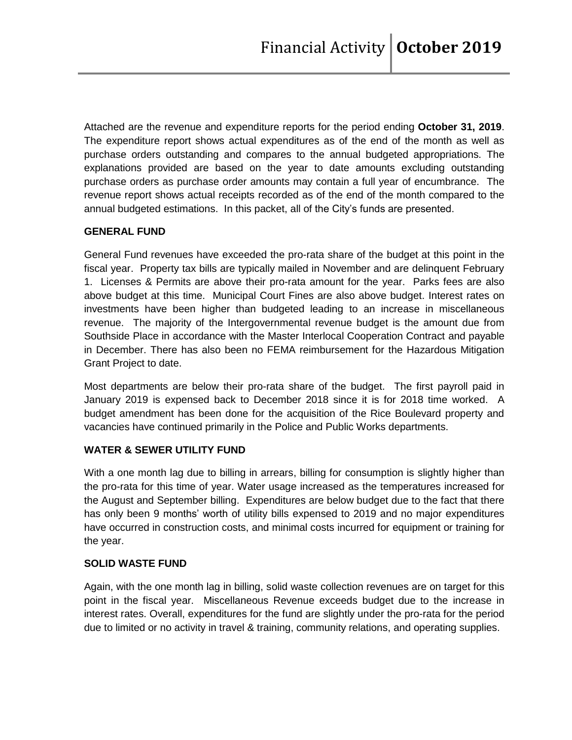# Financial Activity | **October 2019**

Attached are the revenue and expenditure reports for the period ending **October 31, 2019**. The expenditure report shows actual expenditures as of the end of the month as well as purchase orders outstanding and compares to the annual budgeted appropriations. The explanations provided are based on the year to date amounts excluding outstanding purchase orders as purchase order amounts may contain a full year of encumbrance. The revenue report shows actual receipts recorded as of the end of the month compared to the annual budgeted estimations. In this packet, all of the City's funds are presented.

## GENERAL FUND

General Fund revenues have exceeded the pro-rata share of the budget at this point in the fiscal year. Property tax bills are typically mailed in November and are delinquent February 1. Licenses & Permits are above their pro-rata amount for the year. Parks fees are also above budget at this time. Municipal Court Fines are also above budget. Interest rates on investments have been higher than budgeted leading to an increase in miscellaneous revenue. The majority of the Intergovernmental revenue budget is the amount due from Southside Place in accordance with the Master Interlocal Cooperation Contract and payable in December. There has also been no FEMA reimbursement for the Hazardous Mitigation Grant Project to date.

Most departments are below their pro-rata share of the budget. The first payroll paid in January 2019 is expensed back to December 2018 since it is for 2018 time worked. A budget amendment has been done for the acquisition of the Rice Boulevard property and vacancies have continued primarily in the Police and Public Works departments.

## WATER & SEWER UTILITY FUND

With a one month lag due to billing in arrears, billing for consumption is slightly higher than the pro-rata for this time of year. Water usage increased as the temperatures increased for the August and September billing. Expenditures are below budget due to the fact that there has only been 9 months' worth of utility bills expensed to 2019 and no major expenditures have occurred in construction costs, and minimal costs incurred for equipment or training for the year.

## SOLID WASTE FUND

Again, with the one month lag in billing, solid waste collection revenues are on target for this point in the fiscal year. Miscellaneous Revenue exceeds budget due to the increase in interest rates. Overall, expenditures for the fund are slightly under the pro-rata for the period due to limited or no activity in travel & training, community relations, and operating supplies.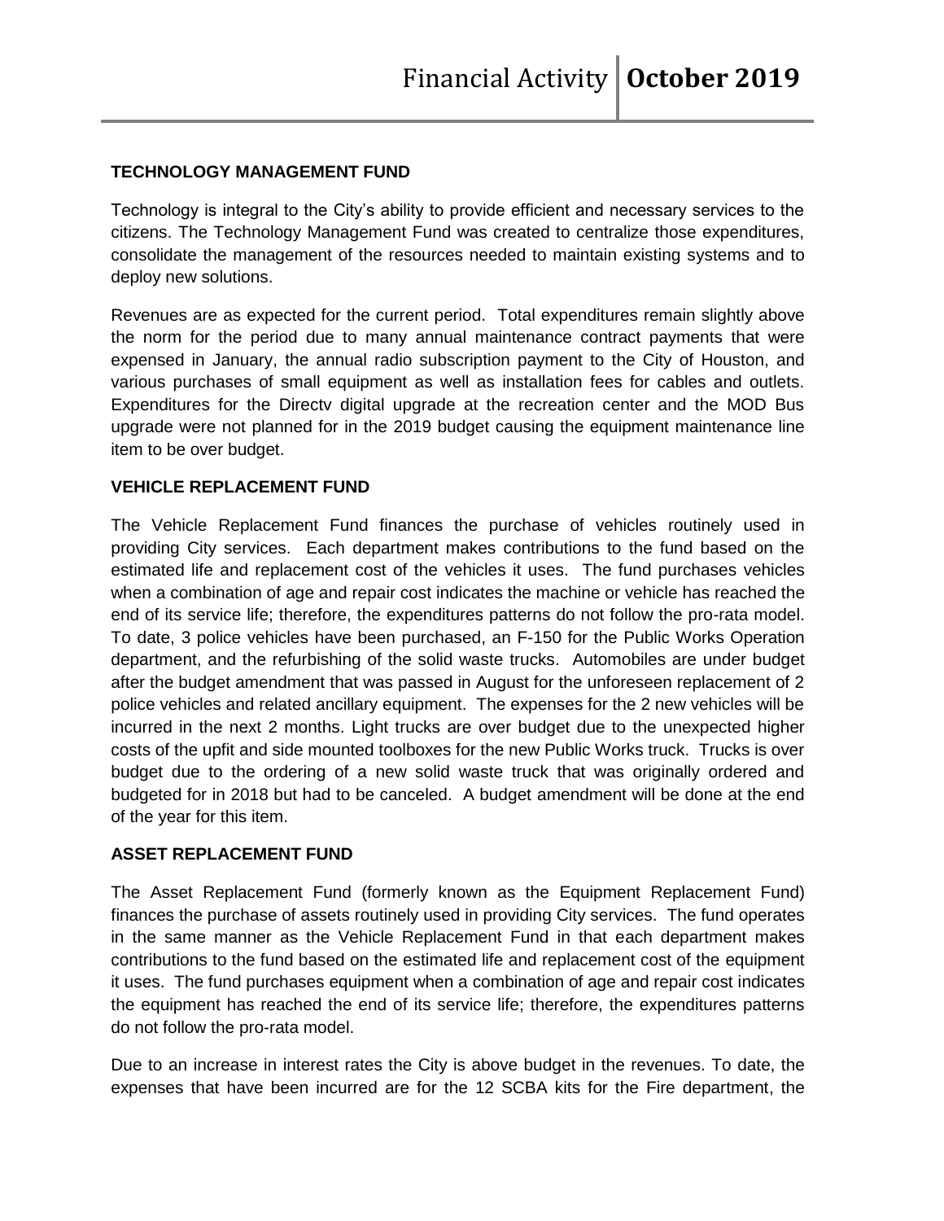### TECHNOLOGY MANAGEMENT FUND

Technology is integral to the City's ability to provide efficient and necessary services to the citizens. The Technology Management Fund was created to centralize those expenditures, consolidate the management of the resources needed to maintain existing systems and to deploy new solutions.

Revenues are as expected for the current period. Total expenditures remain slightly above the norm for the period due to many annual maintenance contract payments that were expensed in January, the annual radio subscription payment to the City of Houston, and various purchases of small equipment as well as installation fees for cables and outlets. Expenditures for the Directv digital upgrade at the recreation center and the MOD Bus upgrade were not planned for in the 2019 budget causing the equipment maintenance line item to be over budget.

### VEHICLE REPLACEMENT FUND

The Vehicle Replacement Fund finances the purchase of vehicles routinely used in providing City services. Each department makes contributions to the fund based on the estimated life and replacement cost of the vehicles it uses. The fund purchases vehicles when a combination of age and repair cost indicates the machine or vehicle has reached the end of its service life; therefore, the expenditures patterns do not follow the pro-rata model. To date, 3 police vehicles have been purchased, an F-150 for the Public Works Operation department, and the refurbishing of the solid waste trucks. Automobiles are under budget after the budget amendment that was passed in August for the unforeseen replacement of 2 police vehicles and related ancillary equipment. The expenses for the 2 new vehicles will be incurred in the next 2 months. Light trucks are over budget due to the unexpected higher costs of the upfit and side mounted toolboxes for the new Public Works truck. Trucks is over budget due to the ordering of a new solid waste truck that was originally ordered and budgeted for in 2018 but had to be canceled. A budget amendment will be done at the end of the year for this item.

### ASSET REPLACEMENT FUND

The Asset Replacement Fund (formerly known as the Equipment Replacement Fund) finances the purchase of assets routinely used in providing City services. The fund operates in the same manner as the Vehicle Replacement Fund in that each department makes contributions to the fund based on the estimated life and replacement cost of the equipment it uses. The fund purchases equipment when a combination of age and repair cost indicates the equipment has reached the end of its service life; therefore, the expenditures patterns do not follow the pro-rata model.

Due to an increase in interest rates the City is above budget in the revenues. To date, the expenses that have been incurred are for the 12 SCBA kits for the Fire department, the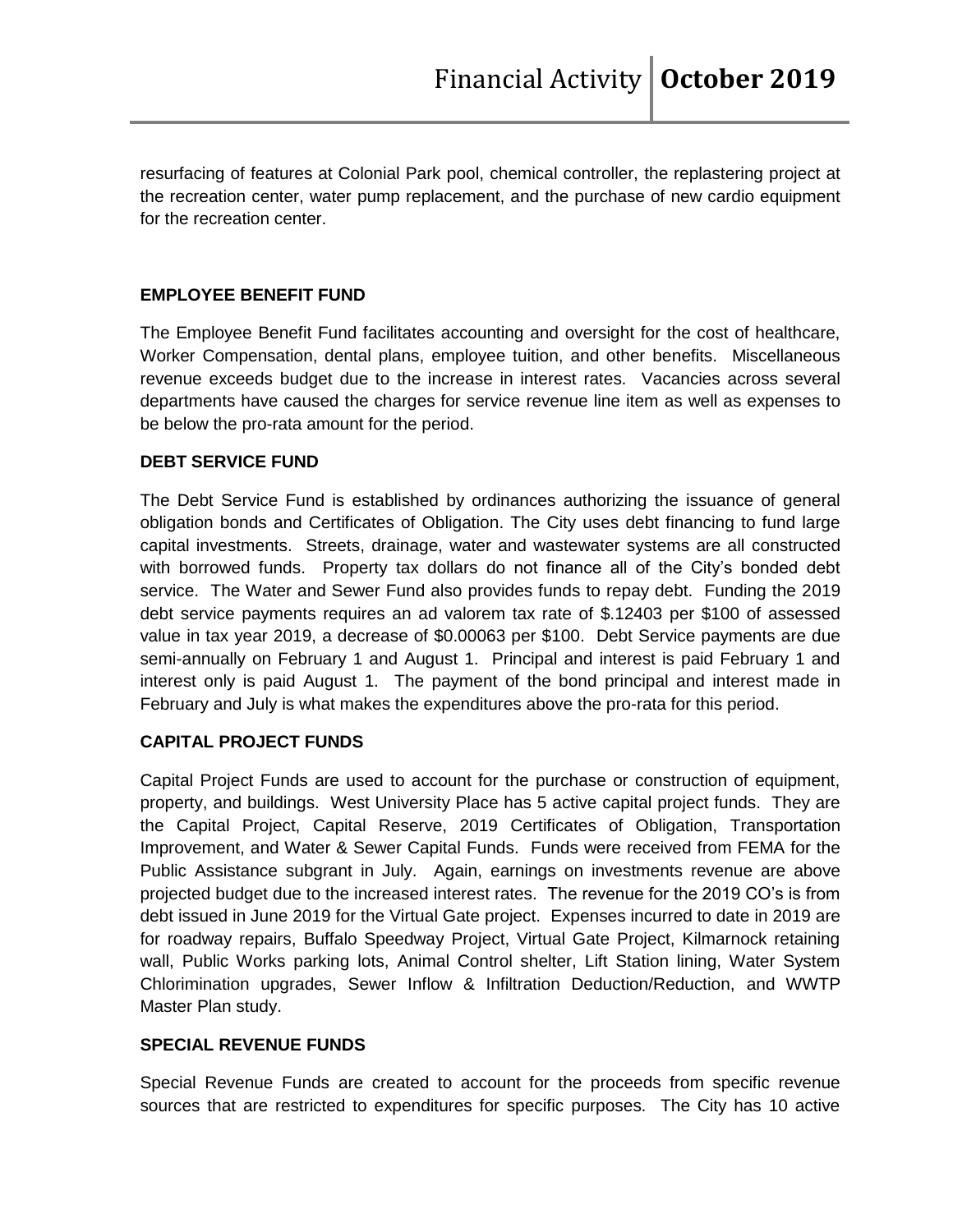resurfacing of features at Colonial Park pool, chemical controller, the replastering project at the recreation center, water pump replacement, and the purchase of new cardio equipment for the recreation center.

**EMPLOYEE BENEFIT FUND**

The Employee Benefit Fund facilitates accounting and oversight for the cost of healthcare, Worker Compensation, dental plans, employee tuition, and other benefits. Miscellaneous revenue exceeds budget due to the increase in interest rates. Vacancies across several departments have caused the charges for service revenue line item as well as expenses to be below the pro-rata amount for the period.

**DEBT SERVICE FUND**

The Debt Service Fund is established by ordinances authorizing the issuance of general obligation bonds and Certificates of Obligation. The City uses debt financing to fund large capital investments. Streets, drainage, water and wastewater systems are all constructed with borrowed funds. Property tax dollars do not finance all of the City's bonded debt service. The Water and Sewer Fund also provides funds to repay debt. Funding the 2019 debt service payments requires an ad valorem tax rate of $.12403 per $100 of assessed value in tax year 2019, a decrease of $0.00063 per $100. Debt Service payments are due semi-annually on February 1 and August 1. Principal and interest is paid February 1 and interest only is paid August 1. The payment of the bond principal and interest made in February and July is what makes the expenditures above the pro-rata for this period.

**CAPITAL PROJECT FUNDS**

Capital Project Funds are used to account for the purchase or construction of equipment, property, and buildings. West University Place has 5 active capital project funds. They are the Capital Project, Capital Reserve, 2019 Certificates of Obligation, Transportation Improvement, and Water & Sewer Capital Funds. Funds were received from FEMA for the Public Assistance subgrant in July. Again, earnings on investments revenue are above projected budget due to the increased interest rates. The revenue for the 2019 CO's is from debt issued in June 2019 for the Virtual Gate project. Expenses incurred to date in 2019 are for roadway repairs, Buffalo Speedway Project, Virtual Gate Project, Kilmarnock retaining wall, Public Works parking lots, Animal Control shelter, Lift Station lining, Water System Chlorimination upgrades, Sewer Inflow & Infiltration Deduction/Reduction, and WWTP Master Plan study.

**SPECIAL REVENUE FUNDS**

Special Revenue Funds are created to account for the proceeds from specific revenue sources that are restricted to expenditures for specific purposes. The City has 10 active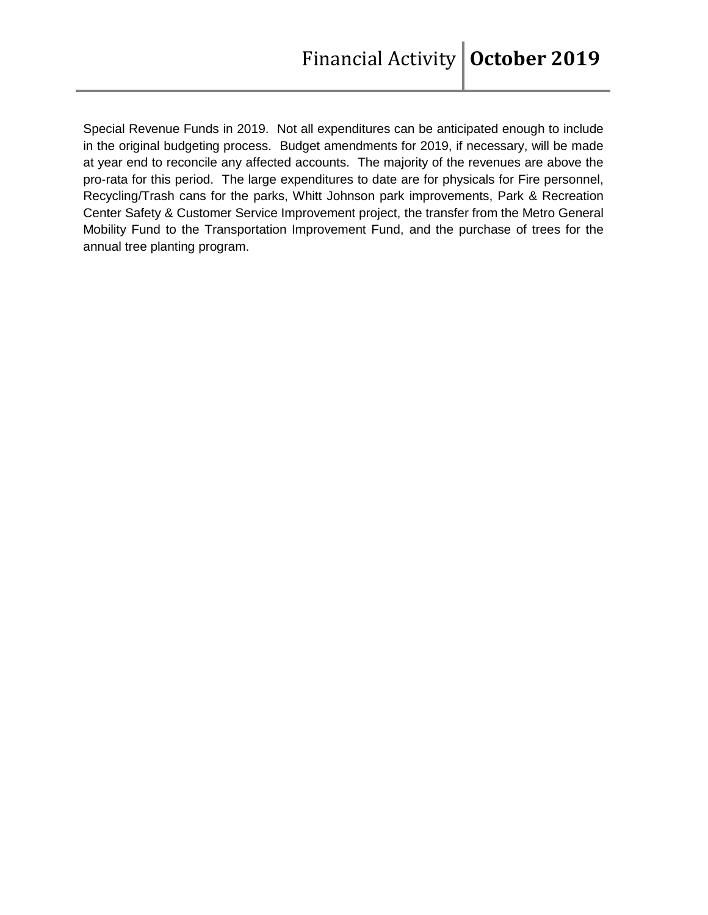Special Revenue Funds in 2019. Not all expenditures can be anticipated enough to include in the original budgeting process. Budget amendments for 2019, if necessary, will be made at year end to reconcile any affected accounts. The majority of the revenues are above the pro-rata for this period. The large expenditures to date are for physicals for Fire personnel, Recycling/Trash cans for the parks, Whitt Johnson park improvements, Park & Recreation Center Safety & Customer Service Improvement project, the transfer from the Metro General Mobility Fund to the Transportation Improvement Fund, and the purchase of trees for the annual tree planting program.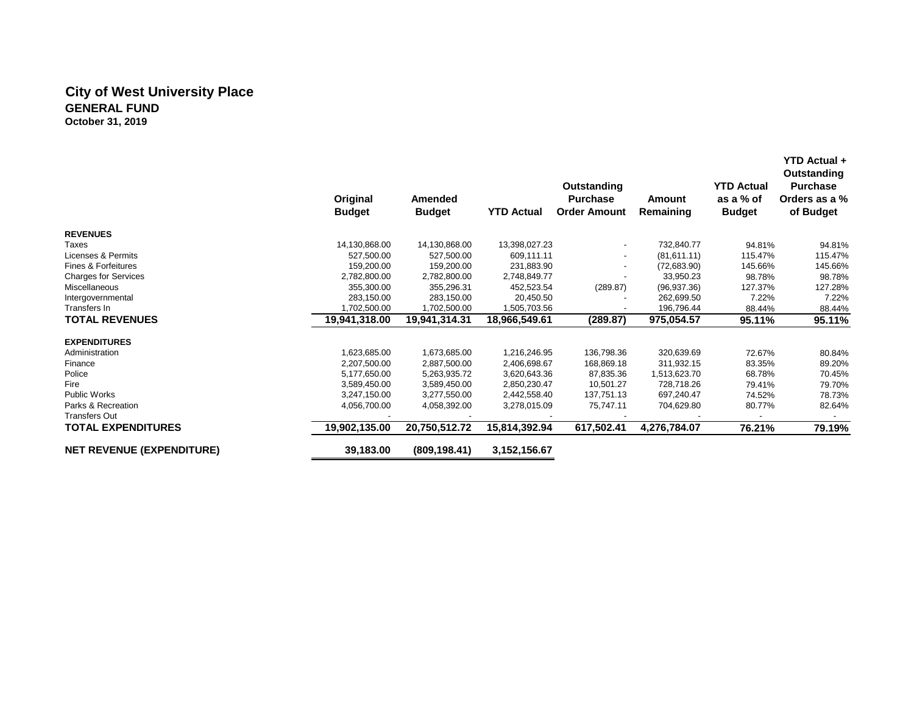# City of West University Place

## GENERAL FUND

**October 31, 2019**

| | Original Budget | Amended Budget | YTD Actual | Outstanding Purchase Order Amount | Amount Remaining | YTD Actual as a % of Budget | YTD Actual + Outstanding Purchase Orders as a % of Budget |
|---|---|---|---|---|---|---|---|
| **REVENUES** | | | | | | | |
| Taxes | 14,130,868.00 | 14,130,868.00 | 13,398,027.23 | - | 732,840.77 | 94.81% | 94.81% |
| Licenses & Permits | 527,500.00 | 527,500.00 | 609,111.11 | - | (81,611.11) | 115.47% | 115.47% |
| Fines & Forfeitures | 159,200.00 | 159,200.00 | 231,883.90 | - | (72,683.90) | 145.66% | 145.66% |
| Charges for Services | 2,782,800.00 | 2,782,800.00 | 2,748,849.77 | - | 33,950.23 | 98.78% | 98.78% |
| Miscellaneous | 355,300.00 | 355,296.31 | 452,523.54 | (289.87) | (96,937.36) | 127.37% | 127.28% |
| Intergovernmental | 283,150.00 | 283,150.00 | 20,450.50 | - | 262,699.50 | 7.22% | 7.22% |
| Transfers In | 1,702,500.00 | 1,702,500.00 | 1,505,703.56 | - | 196,796.44 | 88.44% | 88.44% |
| **TOTAL REVENUES** | **19,941,318.00** | **19,941,314.31** | **18,966,549.61** | **(289.87)** | **975,054.57** | **95.11%** | **95.11%** |
| **EXPENDITURES** | | | | | | | |
| Administration | 1,623,685.00 | 1,673,685.00 | 1,216,246.95 | 136,798.36 | 320,639.69 | 72.67% | 80.84% |
| Finance | 2,207,500.00 | 2,887,500.00 | 2,406,698.67 | 168,869.18 | 311,932.15 | 83.35% | 89.20% |
| Police | 5,177,650.00 | 5,263,935.72 | 3,620,643.36 | 87,835.36 | 1,513,623.70 | 68.78% | 70.45% |
| Fire | 3,589,450.00 | 3,589,450.00 | 2,850,230.47 | 10,501.27 | 728,718.26 | 79.41% | 79.70% |
| Public Works | 3,247,150.00 | 3,277,550.00 | 2,442,558.40 | 137,751.13 | 697,240.47 | 74.52% | 78.73% |
| Parks & Recreation | 4,056,700.00 | 4,058,392.00 | 3,278,015.09 | 75,747.11 | 704,629.80 | 80.77% | 82.64% |
| Transfers Out | - | - | - | - | - | - | - |
| **TOTAL EXPENDITURES** | **19,902,135.00** | **20,750,512.72** | **15,814,392.94** | **617,502.41** | **4,276,784.07** | **76.21%** | **79.19%** |
| **NET REVENUE (EXPENDITURE)** | **39,183.00** | **(809,198.41)** | **3,152,156.67** | | | | |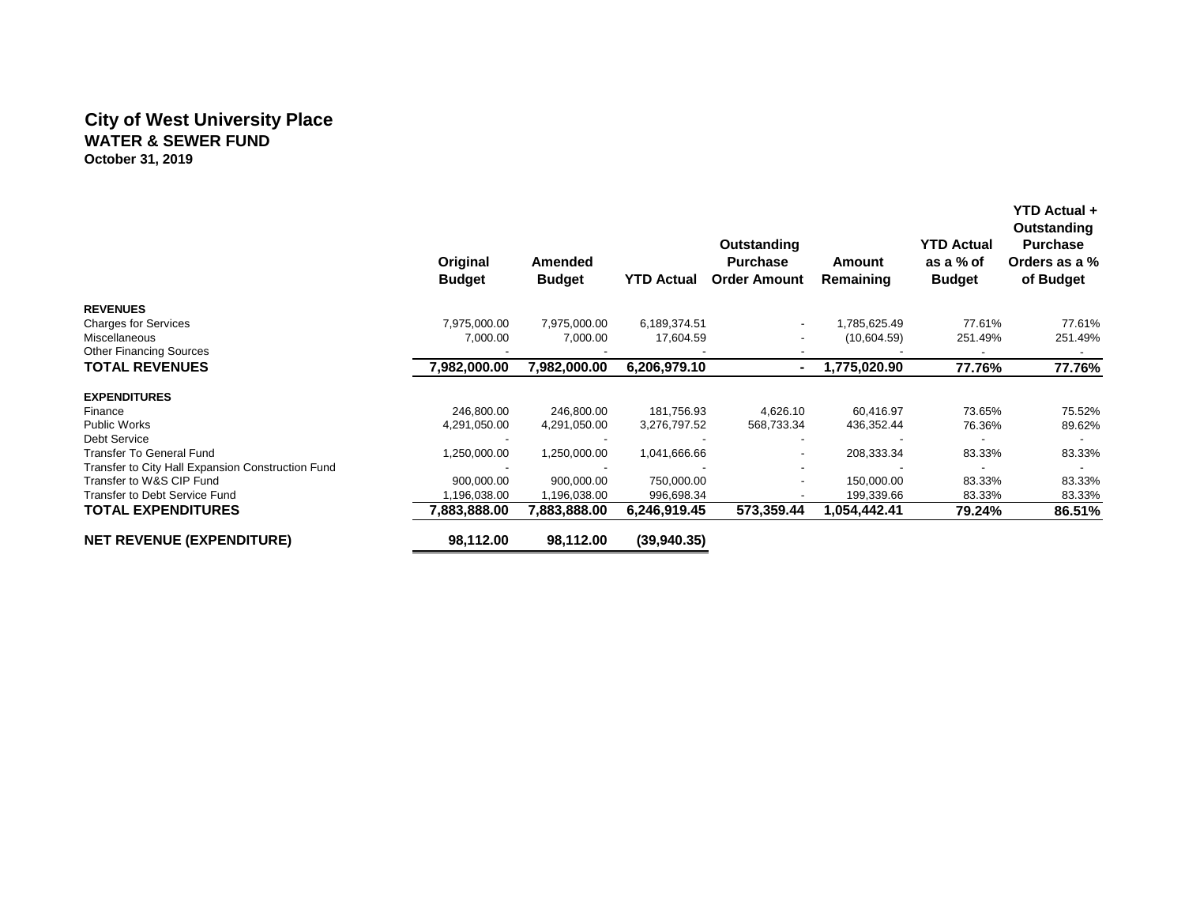# City of West University Place

## WATER & SEWER FUND

**October 31, 2019**

| | Original Budget | Amended Budget | YTD Actual | Outstanding Purchase Order Amount | Amount Remaining | YTD Actual as a % of Budget | YTD Actual + Outstanding Purchase Orders as a % of Budget |
|---|---|---|---|---|---|---|---|
| **REVENUES** | | | | | | | |
| Charges for Services | 7,975,000.00 | 7,975,000.00 | 6,189,374.51 | - | 1,785,625.49 | 77.61% | 77.61% |
| Miscellaneous | 7,000.00 | 7,000.00 | 17,604.59 | - | (10,604.59) | 251.49% | 251.49% |
| Other Financing Sources | - | - | - | - | - | - | - |
| **TOTAL REVENUES** | **7,982,000.00** | **7,982,000.00** | **6,206,979.10** | **-** | **1,775,020.90** | **77.76%** | **77.76%** |
| **EXPENDITURES** | | | | | | | |
| Finance | 246,800.00 | 246,800.00 | 181,756.93 | 4,626.10 | 60,416.97 | 73.65% | 75.52% |
| Public Works | 4,291,050.00 | 4,291,050.00 | 3,276,797.52 | 568,733.34 | 436,352.44 | 76.36% | 89.62% |
| Debt Service | - | - | - | - | - | - | - |
| Transfer To General Fund | 1,250,000.00 | 1,250,000.00 | 1,041,666.66 | - | 208,333.34 | 83.33% | 83.33% |
| Transfer to City Hall Expansion Construction Fund | - | - | - | - | - | - | - |
| Transfer to W&S CIP Fund | 900,000.00 | 900,000.00 | 750,000.00 | - | 150,000.00 | 83.33% | 83.33% |
| Transfer to Debt Service Fund | 1,196,038.00 | 1,196,038.00 | 996,698.34 | - | 199,339.66 | 83.33% | 83.33% |
| **TOTAL EXPENDITURES** | **7,883,888.00** | **7,883,888.00** | **6,246,919.45** | **573,359.44** | **1,054,442.41** | **79.24%** | **86.51%** |
| **NET REVENUE (EXPENDITURE)** | **98,112.00** | **98,112.00** | **(39,940.35)** | | | | |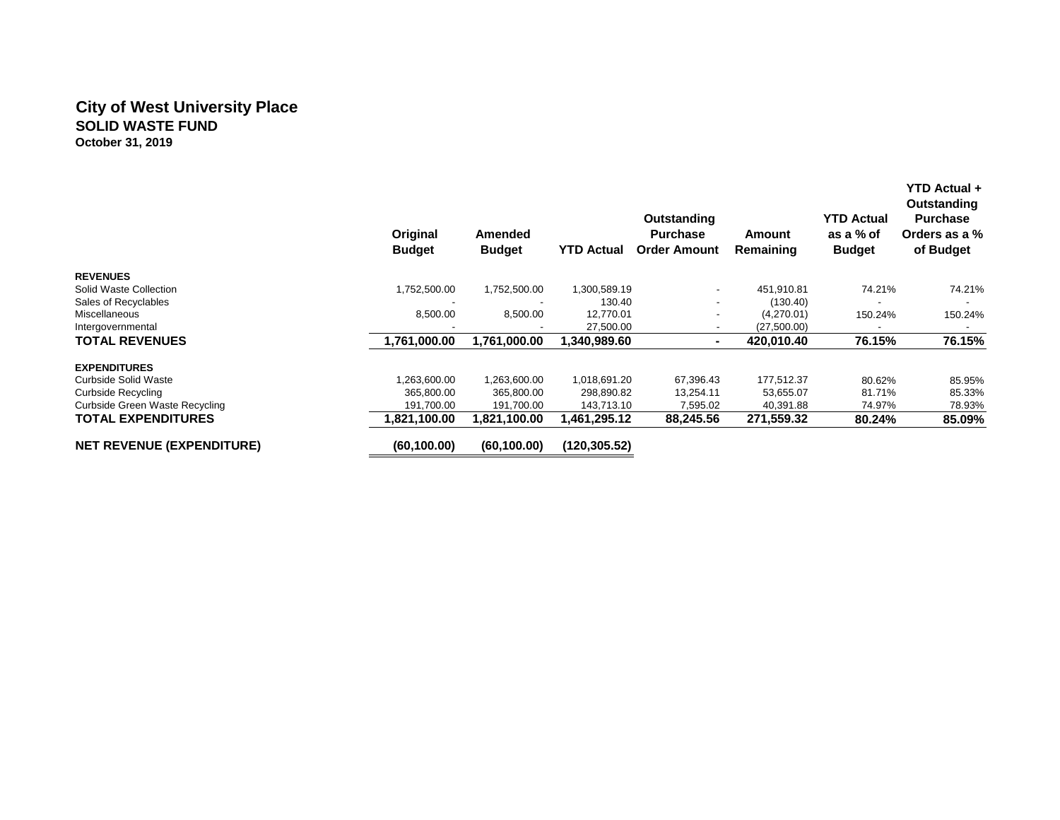# City of West University Place

## SOLID WASTE FUND

**October 31, 2019**

| | Original Budget | Amended Budget | YTD Actual | Outstanding Purchase Order Amount | Amount Remaining | YTD Actual as a % of Budget | YTD Actual + Outstanding Purchase Orders as a % of Budget |
|---|---|---|---|---|---|---|---|
| **REVENUES** | | | | | | | |
| Solid Waste Collection | 1,752,500.00 | 1,752,500.00 | 1,300,589.19 | - | 451,910.81 | 74.21% | 74.21% |
| Sales of Recyclables | - | - | 130.40 | - | (130.40) | - | - |
| Miscellaneous | 8,500.00 | 8,500.00 | 12,770.01 | - | (4,270.01) | 150.24% | 150.24% |
| Intergovernmental | - | - | 27,500.00 | - | (27,500.00) | - | - |
| **TOTAL REVENUES** | **1,761,000.00** | **1,761,000.00** | **1,340,989.60** | **-** | **420,010.40** | **76.15%** | **76.15%** |
| **EXPENDITURES** | | | | | | | |
| Curbside Solid Waste | 1,263,600.00 | 1,263,600.00 | 1,018,691.20 | 67,396.43 | 177,512.37 | 80.62% | 85.95% |
| Curbside Recycling | 365,800.00 | 365,800.00 | 298,890.82 | 13,254.11 | 53,655.07 | 81.71% | 85.33% |
| Curbside Green Waste Recycling | 191,700.00 | 191,700.00 | 143,713.10 | 7,595.02 | 40,391.88 | 74.97% | 78.93% |
| **TOTAL EXPENDITURES** | **1,821,100.00** | **1,821,100.00** | **1,461,295.12** | **88,245.56** | **271,559.32** | **80.24%** | **85.09%** |
| **NET REVENUE (EXPENDITURE)** | **(60,100.00)** | **(60,100.00)** | **(120,305.52)** | | | | |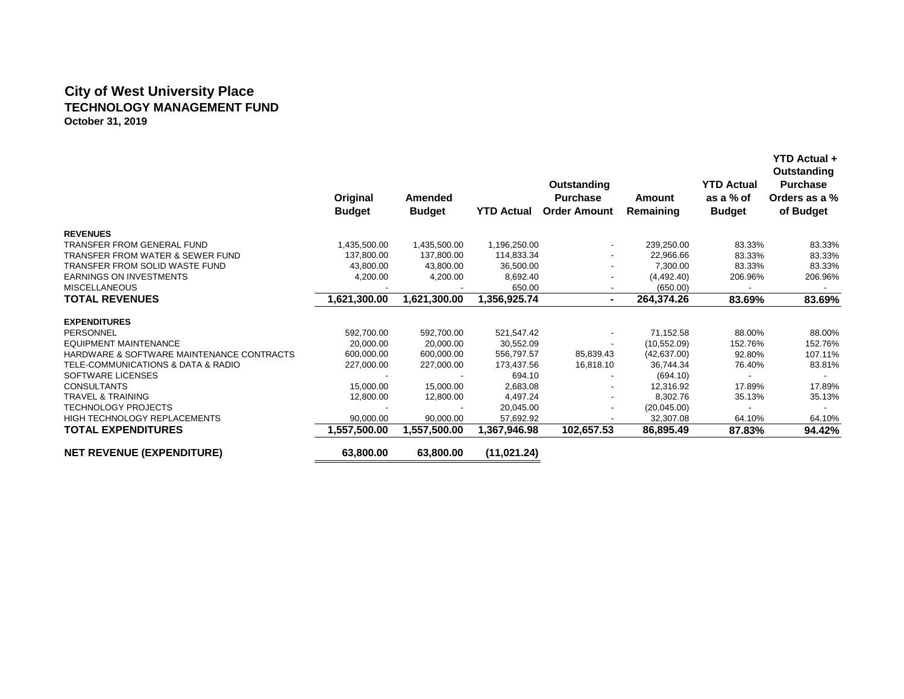# City of West University Place

## TECHNOLOGY MANAGEMENT FUND

**October 31, 2019**

| | Original Budget | Amended Budget | YTD Actual | Outstanding Purchase Order Amount | Amount Remaining | YTD Actual as a % of Budget | YTD Actual + Outstanding Purchase Orders as a % of Budget |
|---|---|---|---|---|---|---|---|
| **REVENUES** | | | | | | | |
| TRANSFER FROM GENERAL FUND | 1,435,500.00 | 1,435,500.00 | 1,196,250.00 | - | 239,250.00 | 83.33% | 83.33% |
| TRANSFER FROM WATER & SEWER FUND | 137,800.00 | 137,800.00 | 114,833.34 | - | 22,966.66 | 83.33% | 83.33% |
| TRANSFER FROM SOLID WASTE FUND | 43,800.00 | 43,800.00 | 36,500.00 | - | 7,300.00 | 83.33% | 83.33% |
| EARNINGS ON INVESTMENTS | 4,200.00 | 4,200.00 | 8,692.40 | - | (4,492.40) | 206.96% | 206.96% |
| MISCELLANEOUS | - | - | 650.00 | - | (650.00) | - | - |
| **TOTAL REVENUES** | **1,621,300.00** | **1,621,300.00** | **1,356,925.74** | **-** | **264,374.26** | **83.69%** | **83.69%** |
| **EXPENDITURES** | | | | | | | |
| PERSONNEL | 592,700.00 | 592,700.00 | 521,547.42 | - | 71,152.58 | 88.00% | 88.00% |
| EQUIPMENT MAINTENANCE | 20,000.00 | 20,000.00 | 30,552.09 | - | (10,552.09) | 152.76% | 152.76% |
| HARDWARE & SOFTWARE MAINTENANCE CONTRACTS | 600,000.00 | 600,000.00 | 556,797.57 | 85,839.43 | (42,637.00) | 92.80% | 107.11% |
| TELE-COMMUNICATIONS & DATA & RADIO | 227,000.00 | 227,000.00 | 173,437.56 | 16,818.10 | 36,744.34 | 76.40% | 83.81% |
| SOFTWARE LICENSES | - | - | 694.10 | - | (694.10) | - | - |
| CONSULTANTS | 15,000.00 | 15,000.00 | 2,683.08 | - | 12,316.92 | 17.89% | 17.89% |
| TRAVEL & TRAINING | 12,800.00 | 12,800.00 | 4,497.24 | - | 8,302.76 | 35.13% | 35.13% |
| TECHNOLOGY PROJECTS | - | - | 20,045.00 | - | (20,045.00) | - | - |
| HIGH TECHNOLOGY REPLACEMENTS | 90,000.00 | 90,000.00 | 57,692.92 | - | 32,307.08 | 64.10% | 64.10% |
| **TOTAL EXPENDITURES** | **1,557,500.00** | **1,557,500.00** | **1,367,946.98** | **102,657.53** | **86,895.49** | **87.83%** | **94.42%** |
| **NET REVENUE (EXPENDITURE)** | **63,800.00** | **63,800.00** | **(11,021.24)** | | | | |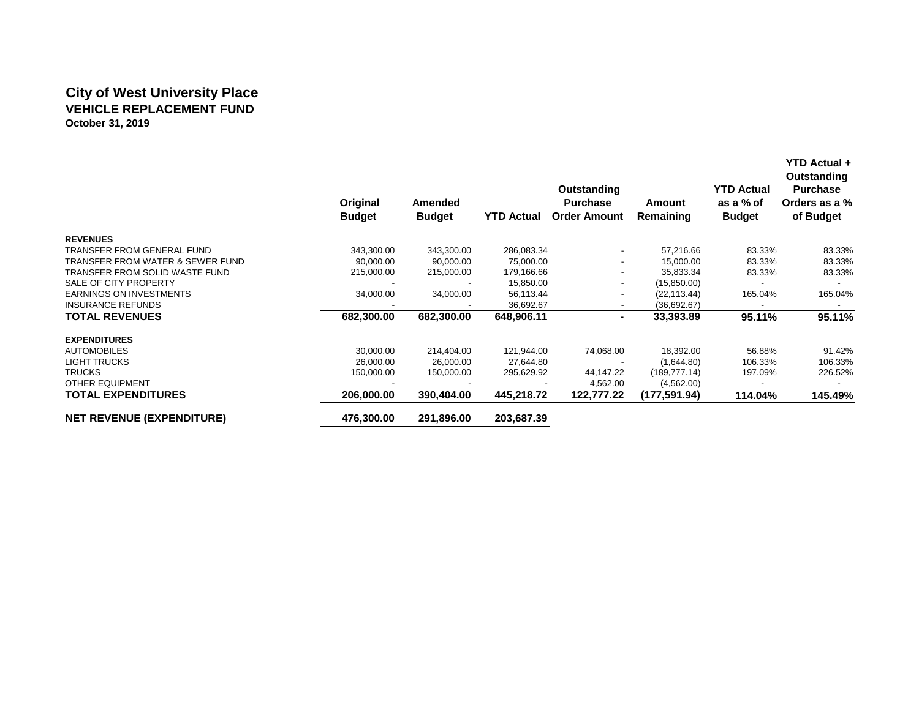# City of West University Place

## VEHICLE REPLACEMENT FUND

**October 31, 2019**

| | Original Budget | Amended Budget | YTD Actual | Outstanding Purchase Order Amount | Amount Remaining | YTD Actual as a % of Budget | YTD Actual + Outstanding Purchase Orders as a % of Budget |
|---|---|---|---|---|---|---|---|
| **REVENUES** | | | | | | | |
| TRANSFER FROM GENERAL FUND | 343,300.00 | 343,300.00 | 286,083.34 | - | 57,216.66 | 83.33% | 83.33% |
| TRANSFER FROM WATER & SEWER FUND | 90,000.00 | 90,000.00 | 75,000.00 | - | 15,000.00 | 83.33% | 83.33% |
| TRANSFER FROM SOLID WASTE FUND | 215,000.00 | 215,000.00 | 179,166.66 | - | 35,833.34 | 83.33% | 83.33% |
| SALE OF CITY PROPERTY | - | - | 15,850.00 | - | (15,850.00) | - | - |
| EARNINGS ON INVESTMENTS | 34,000.00 | 34,000.00 | 56,113.44 | - | (22,113.44) | 165.04% | 165.04% |
| INSURANCE REFUNDS | - | - | 36,692.67 | - | (36,692.67) | - | - |
| **TOTAL REVENUES** | **682,300.00** | **682,300.00** | **648,906.11** | **-** | **33,393.89** | **95.11%** | **95.11%** |
| **EXPENDITURES** | | | | | | | |
| AUTOMOBILES | 30,000.00 | 214,404.00 | 121,944.00 | 74,068.00 | 18,392.00 | 56.88% | 91.42% |
| LIGHT TRUCKS | 26,000.00 | 26,000.00 | 27,644.80 | - | (1,644.80) | 106.33% | 106.33% |
| TRUCKS | 150,000.00 | 150,000.00 | 295,629.92 | 44,147.22 | (189,777.14) | 197.09% | 226.52% |
| OTHER EQUIPMENT | - | - | - | 4,562.00 | (4,562.00) | - | - |
| **TOTAL EXPENDITURES** | **206,000.00** | **390,404.00** | **445,218.72** | **122,777.22** | **(177,591.94)** | **114.04%** | **145.49%** |
| **NET REVENUE (EXPENDITURE)** | **476,300.00** | **291,896.00** | **203,687.39** | | | | |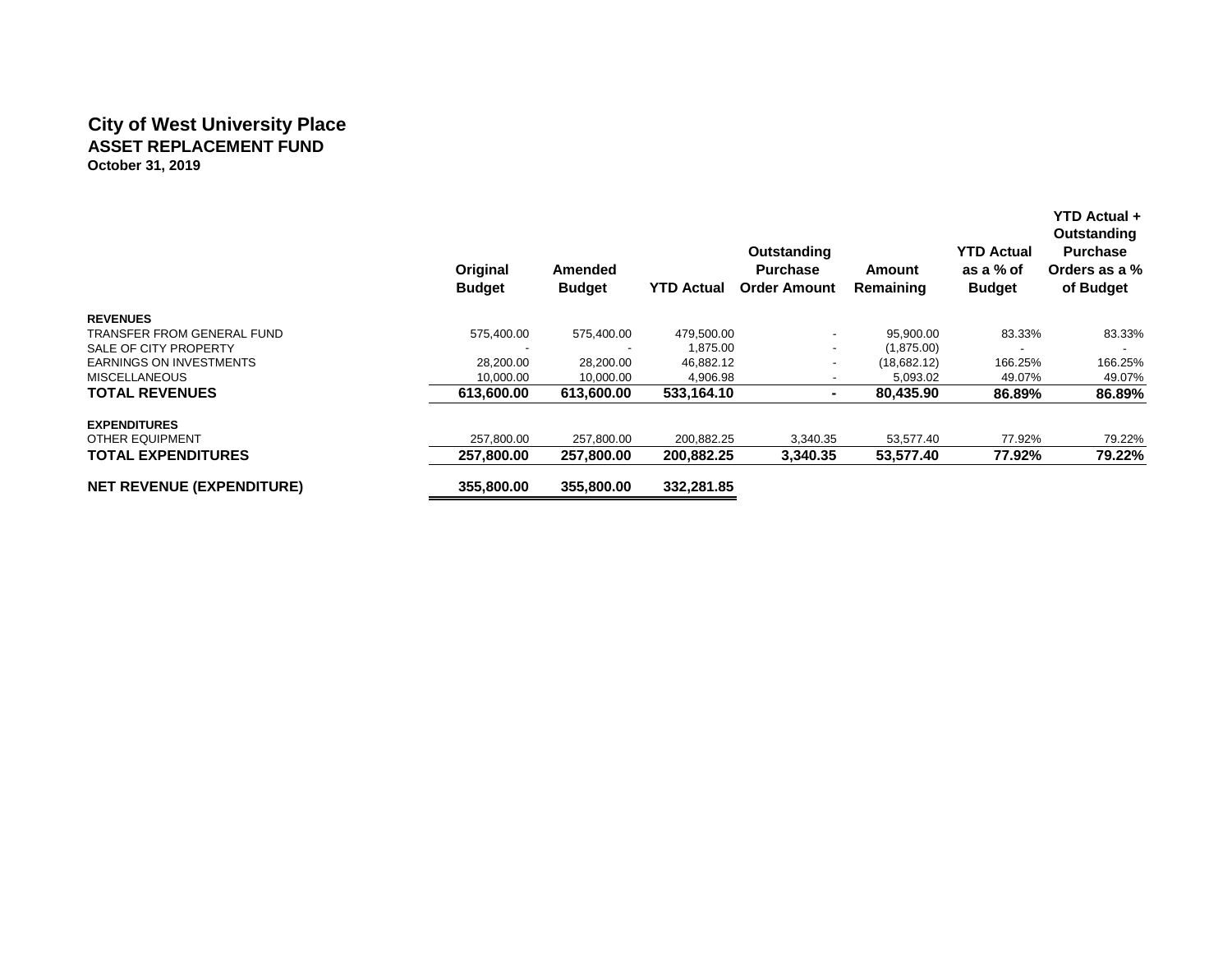# City of West University Place
## ASSET REPLACEMENT FUND
**October 31, 2019**

| | Original Budget | Amended Budget | YTD Actual | Outstanding Purchase Order Amount | Amount Remaining | YTD Actual as a % of Budget | YTD Actual + Outstanding Purchase Orders as a % of Budget |
|---|---|---|---|---|---|---|---|
| **REVENUES** | | | | | | | |
| TRANSFER FROM GENERAL FUND | 575,400.00 | 575,400.00 | 479,500.00 | - | 95,900.00 | 83.33% | 83.33% |
| SALE OF CITY PROPERTY | - | - | 1,875.00 | - | (1,875.00) | - | - |
| EARNINGS ON INVESTMENTS | 28,200.00 | 28,200.00 | 46,882.12 | - | (18,682.12) | 166.25% | 166.25% |
| MISCELLANEOUS | 10,000.00 | 10,000.00 | 4,906.98 | - | 5,093.02 | 49.07% | 49.07% |
| **TOTAL REVENUES** | **613,600.00** | **613,600.00** | **533,164.10** | **-** | **80,435.90** | **86.89%** | **86.89%** |
| **EXPENDITURES** | | | | | | | |
| OTHER EQUIPMENT | 257,800.00 | 257,800.00 | 200,882.25 | 3,340.35 | 53,577.40 | 77.92% | 79.22% |
| **TOTAL EXPENDITURES** | **257,800.00** | **257,800.00** | **200,882.25** | **3,340.35** | **53,577.40** | **77.92%** | **79.22%** |
| **NET REVENUE (EXPENDITURE)** | **355,800.00** | **355,800.00** | **332,281.85** | | | | |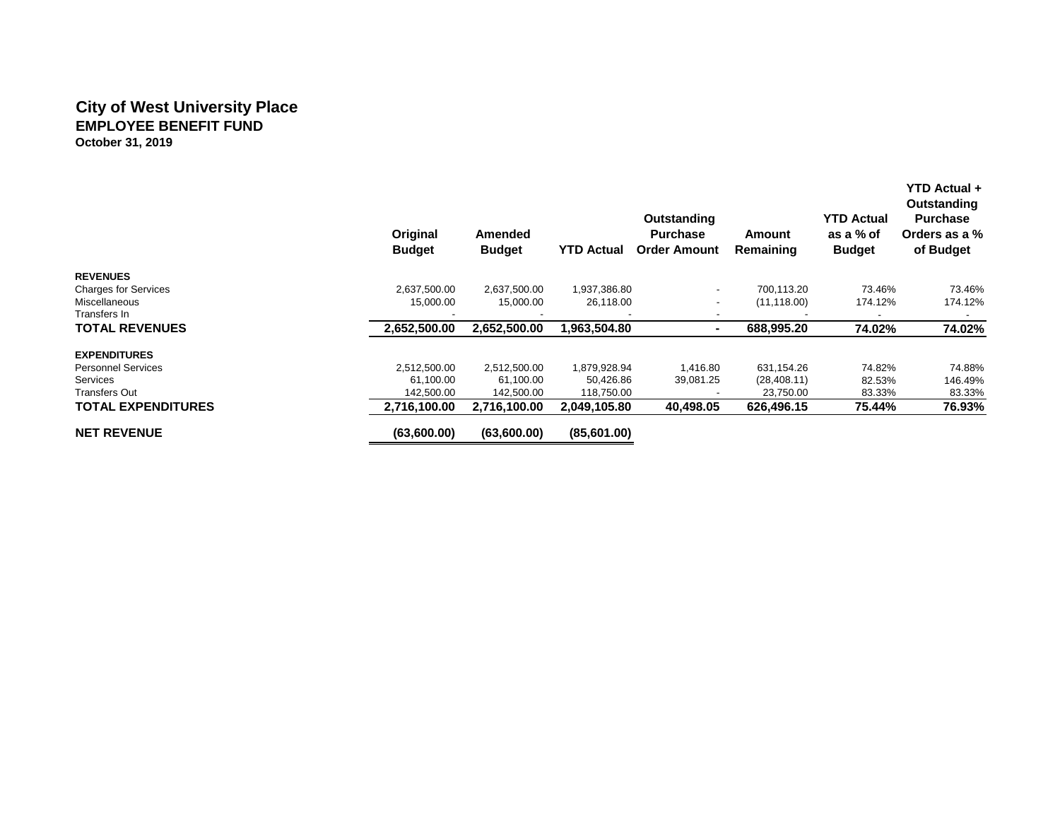# City of West University Place

## EMPLOYEE BENEFIT FUND

**October 31, 2019**

| | Original Budget | Amended Budget | YTD Actual | Outstanding Purchase Order Amount | Amount Remaining | YTD Actual as a % of Budget | YTD Actual + Outstanding Purchase Orders as a % of Budget |
|---|---|---|---|---|---|---|---|
| **REVENUES** | | | | | | | |
| Charges for Services | 2,637,500.00 | 2,637,500.00 | 1,937,386.80 | - | 700,113.20 | 73.46% | 73.46% |
| Miscellaneous | 15,000.00 | 15,000.00 | 26,118.00 | - | (11,118.00) | 174.12% | 174.12% |
| Transfers In | - | - | - | - | - | - | - |
| **TOTAL REVENUES** | **2,652,500.00** | **2,652,500.00** | **1,963,504.80** | **-** | **688,995.20** | **74.02%** | **74.02%** |
| **EXPENDITURES** | | | | | | | |
| Personnel Services | 2,512,500.00 | 2,512,500.00 | 1,879,928.94 | 1,416.80 | 631,154.26 | 74.82% | 74.88% |
| Services | 61,100.00 | 61,100.00 | 50,426.86 | 39,081.25 | (28,408.11) | 82.53% | 146.49% |
| Transfers Out | 142,500.00 | 142,500.00 | 118,750.00 | - | 23,750.00 | 83.33% | 83.33% |
| **TOTAL EXPENDITURES** | **2,716,100.00** | **2,716,100.00** | **2,049,105.80** | **40,498.05** | **626,496.15** | **75.44%** | **76.93%** |
| **NET REVENUE** | **(63,600.00)** | **(63,600.00)** | **(85,601.00)** | | | | |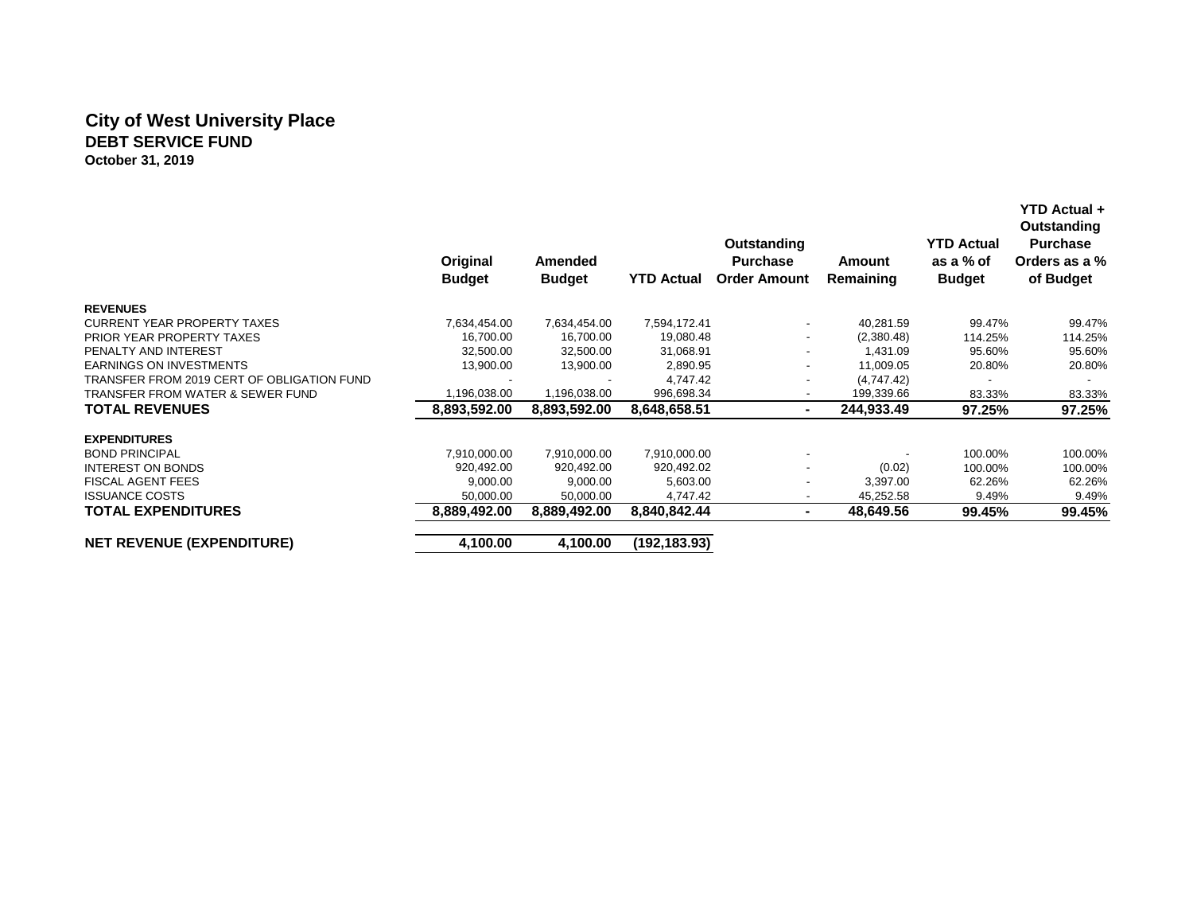# City of West University Place
## DEBT SERVICE FUND
**October 31, 2019**

| | Original Budget | Amended Budget | YTD Actual | Outstanding Purchase Order Amount | Amount Remaining | YTD Actual as a % of Budget | YTD Actual + Outstanding Purchase Orders as a % of Budget |
|---|---|---|---|---|---|---|---|
| **REVENUES** | | | | | | | |
| CURRENT YEAR PROPERTY TAXES | 7,634,454.00 | 7,634,454.00 | 7,594,172.41 | - | 40,281.59 | 99.47% | 99.47% |
| PRIOR YEAR PROPERTY TAXES | 16,700.00 | 16,700.00 | 19,080.48 | - | (2,380.48) | 114.25% | 114.25% |
| PENALTY AND INTEREST | 32,500.00 | 32,500.00 | 31,068.91 | - | 1,431.09 | 95.60% | 95.60% |
| EARNINGS ON INVESTMENTS | 13,900.00 | 13,900.00 | 2,890.95 | - | 11,009.05 | 20.80% | 20.80% |
| TRANSFER FROM 2019 CERT OF OBLIGATION FUND | - | - | 4,747.42 | - | (4,747.42) | - | - |
| TRANSFER FROM WATER & SEWER FUND | 1,196,038.00 | 1,196,038.00 | 996,698.34 | - | 199,339.66 | 83.33% | 83.33% |
| **TOTAL REVENUES** | **8,893,592.00** | **8,893,592.00** | **8,648,658.51** | **-** | **244,933.49** | **97.25%** | **97.25%** |
| **EXPENDITURES** | | | | | | | |
| BOND PRINCIPAL | 7,910,000.00 | 7,910,000.00 | 7,910,000.00 | - | - | 100.00% | 100.00% |
| INTEREST ON BONDS | 920,492.00 | 920,492.00 | 920,492.02 | - | (0.02) | 100.00% | 100.00% |
| FISCAL AGENT FEES | 9,000.00 | 9,000.00 | 5,603.00 | - | 3,397.00 | 62.26% | 62.26% |
| ISSUANCE COSTS | 50,000.00 | 50,000.00 | 4,747.42 | - | 45,252.58 | 9.49% | 9.49% |
| **TOTAL EXPENDITURES** | **8,889,492.00** | **8,889,492.00** | **8,840,842.44** | **-** | **48,649.56** | **99.45%** | **99.45%** |
| **NET REVENUE (EXPENDITURE)** | **4,100.00** | **4,100.00** | **(192,183.93)** | | | | |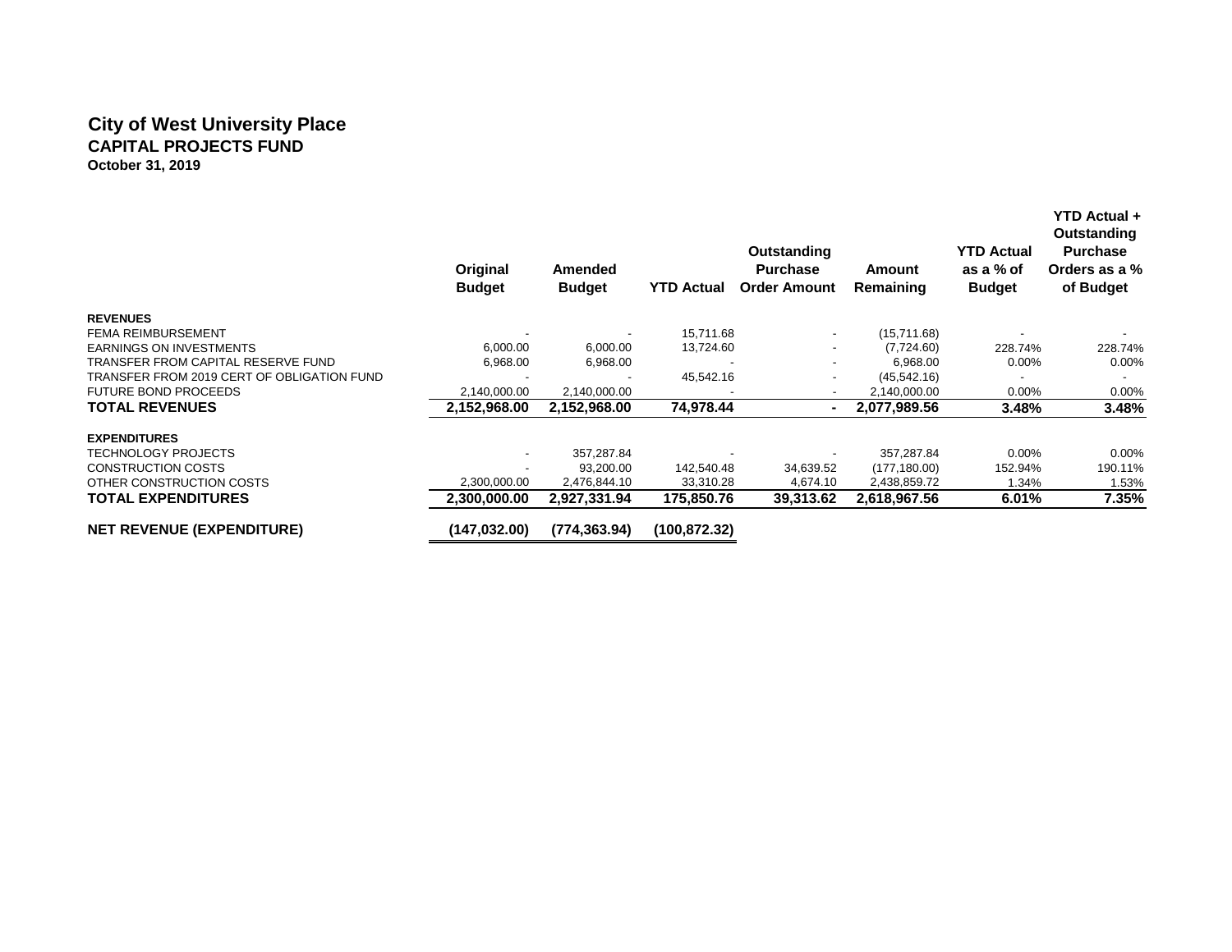# City of West University Place
## CAPITAL PROJECTS FUND
### October 31, 2019

| | Original Budget | Amended Budget | YTD Actual | Outstanding Purchase Order Amount | Amount Remaining | YTD Actual as a % of Budget | YTD Actual + Outstanding Purchase Orders as a % of Budget |
|---|---|---|---|---|---|---|---|
| **REVENUES** | | | | | | | |
| FEMA REIMBURSEMENT | - | - | 15,711.68 | - | (15,711.68) | - | - |
| EARNINGS ON INVESTMENTS | 6,000.00 | 6,000.00 | 13,724.60 | - | (7,724.60) | 228.74% | 228.74% |
| TRANSFER FROM CAPITAL RESERVE FUND | 6,968.00 | 6,968.00 | - | - | 6,968.00 | 0.00% | 0.00% |
| TRANSFER FROM 2019 CERT OF OBLIGATION FUND | - | - | 45,542.16 | - | (45,542.16) | - | - |
| FUTURE BOND PROCEEDS | 2,140,000.00 | 2,140,000.00 | - | - | 2,140,000.00 | 0.00% | 0.00% |
| **TOTAL REVENUES** | **2,152,968.00** | **2,152,968.00** | **74,978.44** | **-** | **2,077,989.56** | **3.48%** | **3.48%** |
| **EXPENDITURES** | | | | | | | |
| TECHNOLOGY PROJECTS | - | 357,287.84 | - | - | 357,287.84 | 0.00% | 0.00% |
| CONSTRUCTION COSTS | - | 93,200.00 | 142,540.48 | 34,639.52 | (177,180.00) | 152.94% | 190.11% |
| OTHER CONSTRUCTION COSTS | 2,300,000.00 | 2,476,844.10 | 33,310.28 | 4,674.10 | 2,438,859.72 | 1.34% | 1.53% |
| **TOTAL EXPENDITURES** | **2,300,000.00** | **2,927,331.94** | **175,850.76** | **39,313.62** | **2,618,967.56** | **6.01%** | **7.35%** |
| **NET REVENUE (EXPENDITURE)** | **(147,032.00)** | **(774,363.94)** | **(100,872.32)** | | | | |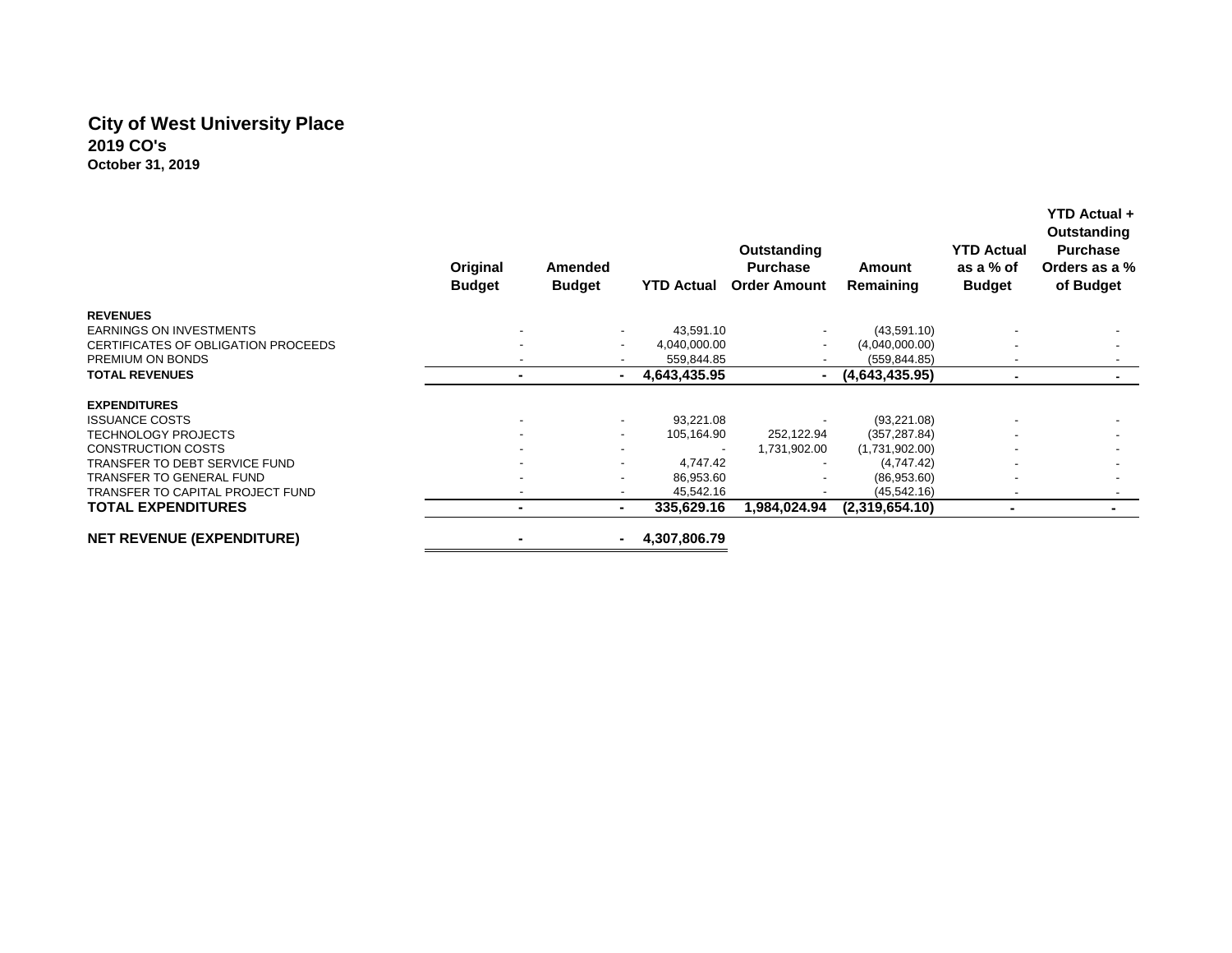# City of West University Place
## 2019 CO's
### October 31, 2019

| | Original Budget | Amended Budget | YTD Actual | Outstanding Purchase Order Amount | Amount Remaining | YTD Actual as a % of Budget | YTD Actual + Outstanding Purchase Orders as a % of Budget |
|---|---|---|---|---|---|---|---|
| **REVENUES** | | | | | | | |
| EARNINGS ON INVESTMENTS | - | - | 43,591.10 | - | (43,591.10) | - | - |
| CERTIFICATES OF OBLIGATION PROCEEDS | - | - | 4,040,000.00 | - | (4,040,000.00) | - | - |
| PREMIUM ON BONDS | - | - | 559,844.85 | - | (559,844.85) | - | - |
| **TOTAL REVENUES** | **-** | **-** | **4,643,435.95** | **-** | **(4,643,435.95)** | **-** | **-** |
| **EXPENDITURES** | | | | | | | |
| ISSUANCE COSTS | - | - | 93,221.08 | - | (93,221.08) | - | - |
| TECHNOLOGY PROJECTS | - | - | 105,164.90 | 252,122.94 | (357,287.84) | - | - |
| CONSTRUCTION COSTS | - | - | - | 1,731,902.00 | (1,731,902.00) | - | - |
| TRANSFER TO DEBT SERVICE FUND | - | - | 4,747.42 | - | (4,747.42) | - | - |
| TRANSFER TO GENERAL FUND | - | - | 86,953.60 | - | (86,953.60) | - | - |
| TRANSFER TO CAPITAL PROJECT FUND | - | - | 45,542.16 | - | (45,542.16) | - | - |
| **TOTAL EXPENDITURES** | **-** | **-** | **335,629.16** | **1,984,024.94** | **(2,319,654.10)** | **-** | **-** |
| **NET REVENUE (EXPENDITURE)** | **-** | **-** | **4,307,806.79** | | | | |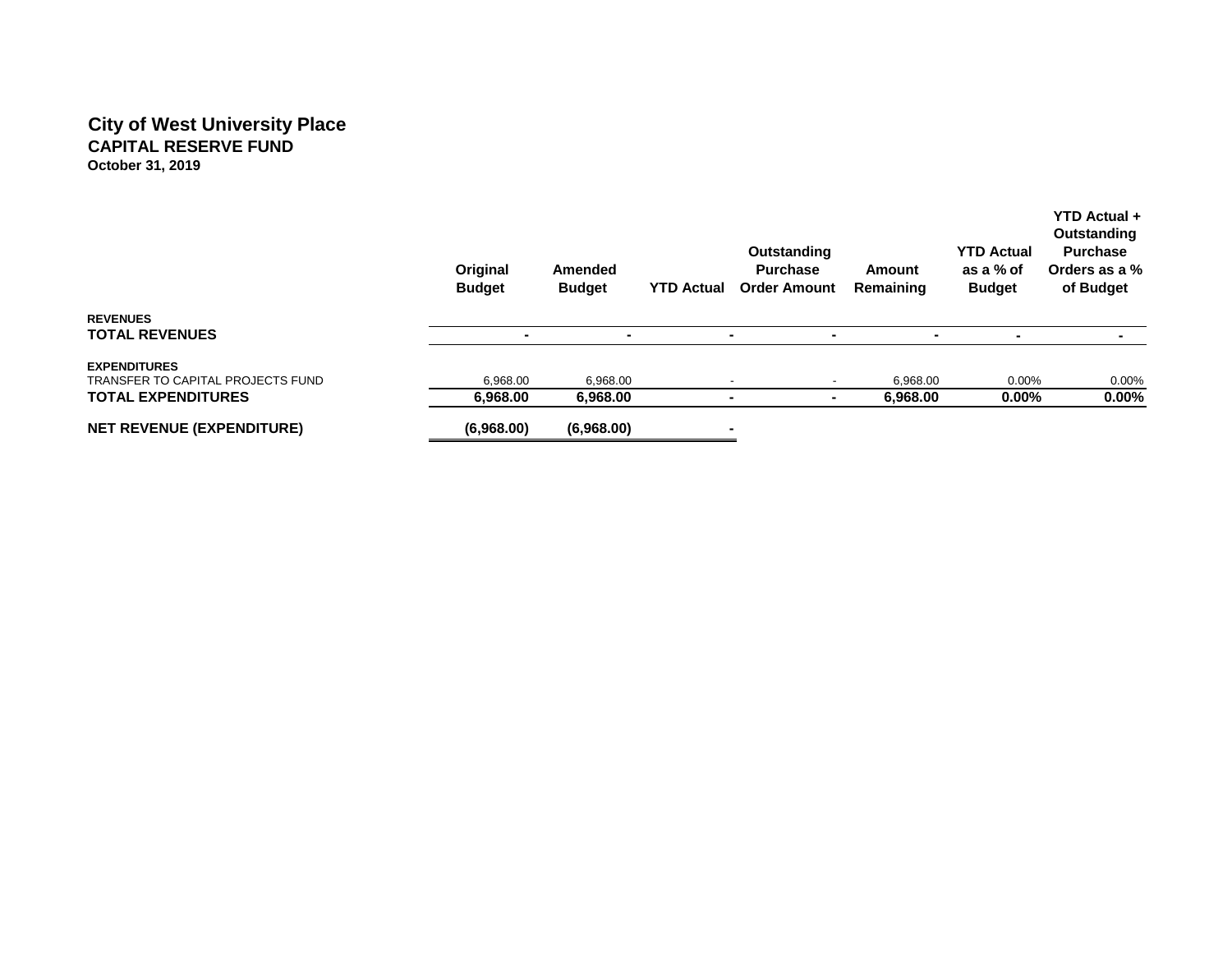# City of West University Place

## CAPITAL RESERVE FUND

**October 31, 2019**

| | Original Budget | Amended Budget | YTD Actual | Outstanding Purchase Order Amount | Amount Remaining | YTD Actual as a % of Budget | YTD Actual + Outstanding Purchase Orders as a % of Budget |
|---|---|---|---|---|---|---|---|
| **REVENUES** | | | | | | | |
| **TOTAL REVENUES** | - | - | - | - | - | - | - |
| **EXPENDITURES** | | | | | | | |
| TRANSFER TO CAPITAL PROJECTS FUND | 6,968.00 | 6,968.00 | - | - | 6,968.00 | 0.00% | 0.00% |
| **TOTAL EXPENDITURES** | **6,968.00** | **6,968.00** | **-** | **-** | **6,968.00** | **0.00%** | **0.00%** |
| **NET REVENUE (EXPENDITURE)** | **(6,968.00)** | **(6,968.00)** | **-** | | | | |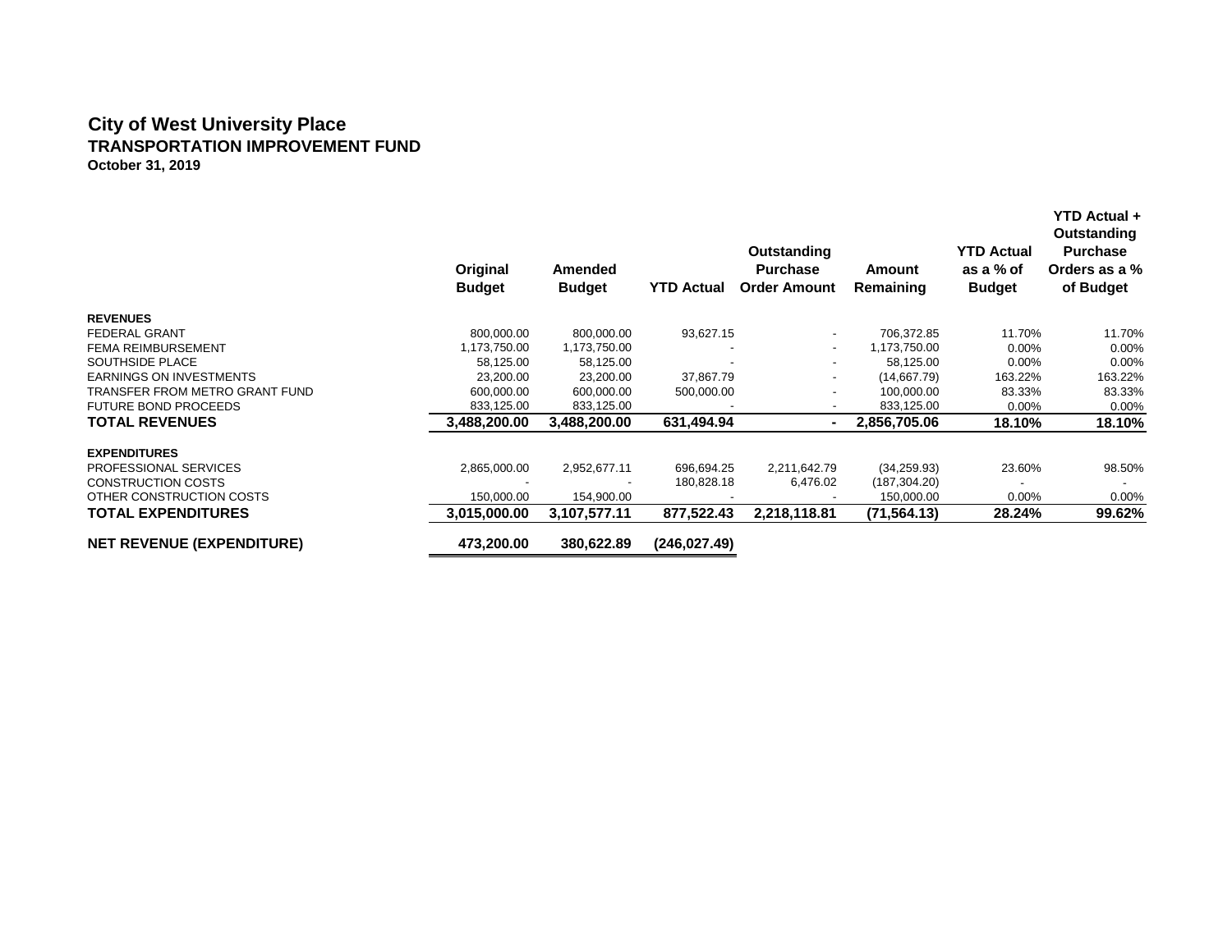# City of West University Place

## TRANSPORTATION IMPROVEMENT FUND

**October 31, 2019**

| | Original Budget | Amended Budget | YTD Actual | Outstanding Purchase Order Amount | Amount Remaining | YTD Actual as a % of Budget | YTD Actual + Outstanding Purchase Orders as a % of Budget |
|---|---|---|---|---|---|---|---|
| **REVENUES** | | | | | | | |
| FEDERAL GRANT | 800,000.00 | 800,000.00 | 93,627.15 | - | 706,372.85 | 11.70% | 11.70% |
| FEMA REIMBURSEMENT | 1,173,750.00 | 1,173,750.00 | - | - | 1,173,750.00 | 0.00% | 0.00% |
| SOUTHSIDE PLACE | 58,125.00 | 58,125.00 | - | - | 58,125.00 | 0.00% | 0.00% |
| EARNINGS ON INVESTMENTS | 23,200.00 | 23,200.00 | 37,867.79 | - | (14,667.79) | 163.22% | 163.22% |
| TRANSFER FROM METRO GRANT FUND | 600,000.00 | 600,000.00 | 500,000.00 | - | 100,000.00 | 83.33% | 83.33% |
| FUTURE BOND PROCEEDS | 833,125.00 | 833,125.00 | - | - | 833,125.00 | 0.00% | 0.00% |
| **TOTAL REVENUES** | **3,488,200.00** | **3,488,200.00** | **631,494.94** | **-** | **2,856,705.06** | **18.10%** | **18.10%** |
| **EXPENDITURES** | | | | | | | |
| PROFESSIONAL SERVICES | 2,865,000.00 | 2,952,677.11 | 696,694.25 | 2,211,642.79 | (34,259.93) | 23.60% | 98.50% |
| CONSTRUCTION COSTS | - | - | 180,828.18 | 6,476.02 | (187,304.20) | - | - |
| OTHER CONSTRUCTION COSTS | 150,000.00 | 154,900.00 | - | - | 150,000.00 | 0.00% | 0.00% |
| **TOTAL EXPENDITURES** | **3,015,000.00** | **3,107,577.11** | **877,522.43** | **2,218,118.81** | **(71,564.13)** | **28.24%** | **99.62%** |
| **NET REVENUE (EXPENDITURE)** | **473,200.00** | **380,622.89** | **(246,027.49)** | | | | |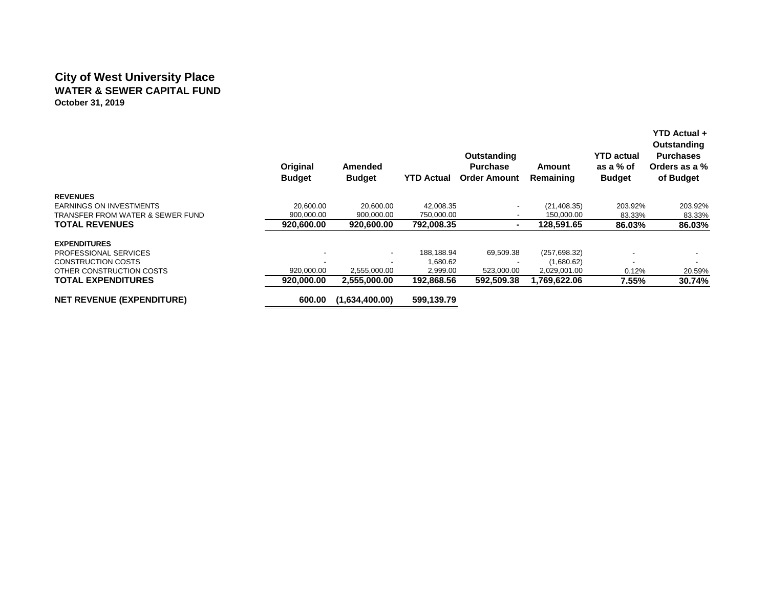# City of West University Place
## WATER & SEWER CAPITAL FUND
**October 31, 2019**

| | Original Budget | Amended Budget | YTD Actual | Outstanding Purchase Order Amount | Amount Remaining | YTD actual as a % of Budget | YTD Actual + Outstanding Purchases Orders as a % of Budget |
|---|---|---|---|---|---|---|---|
| **REVENUES** | | | | | | | |
| EARNINGS ON INVESTMENTS | 20,600.00 | 20,600.00 | 42,008.35 | - | (21,408.35) | 203.92% | 203.92% |
| TRANSFER FROM WATER & SEWER FUND | 900,000.00 | 900,000.00 | 750,000.00 | - | 150,000.00 | 83.33% | 83.33% |
| **TOTAL REVENUES** | **920,600.00** | **920,600.00** | **792,008.35** | **-** | **128,591.65** | **86.03%** | **86.03%** |
| **EXPENDITURES** | | | | | | | |
| PROFESSIONAL SERVICES | - | - | 188,188.94 | 69,509.38 | (257,698.32) | - | - |
| CONSTRUCTION COSTS | - | - | 1,680.62 | - | (1,680.62) | - | - |
| OTHER CONSTRUCTION COSTS | 920,000.00 | 2,555,000.00 | 2,999.00 | 523,000.00 | 2,029,001.00 | 0.12% | 20.59% |
| **TOTAL EXPENDITURES** | **920,000.00** | **2,555,000.00** | **192,868.56** | **592,509.38** | **1,769,622.06** | **7.55%** | **30.74%** |
| **NET REVENUE (EXPENDITURE)** | **600.00** | **(1,634,400.00)** | **599,139.79** | | | | |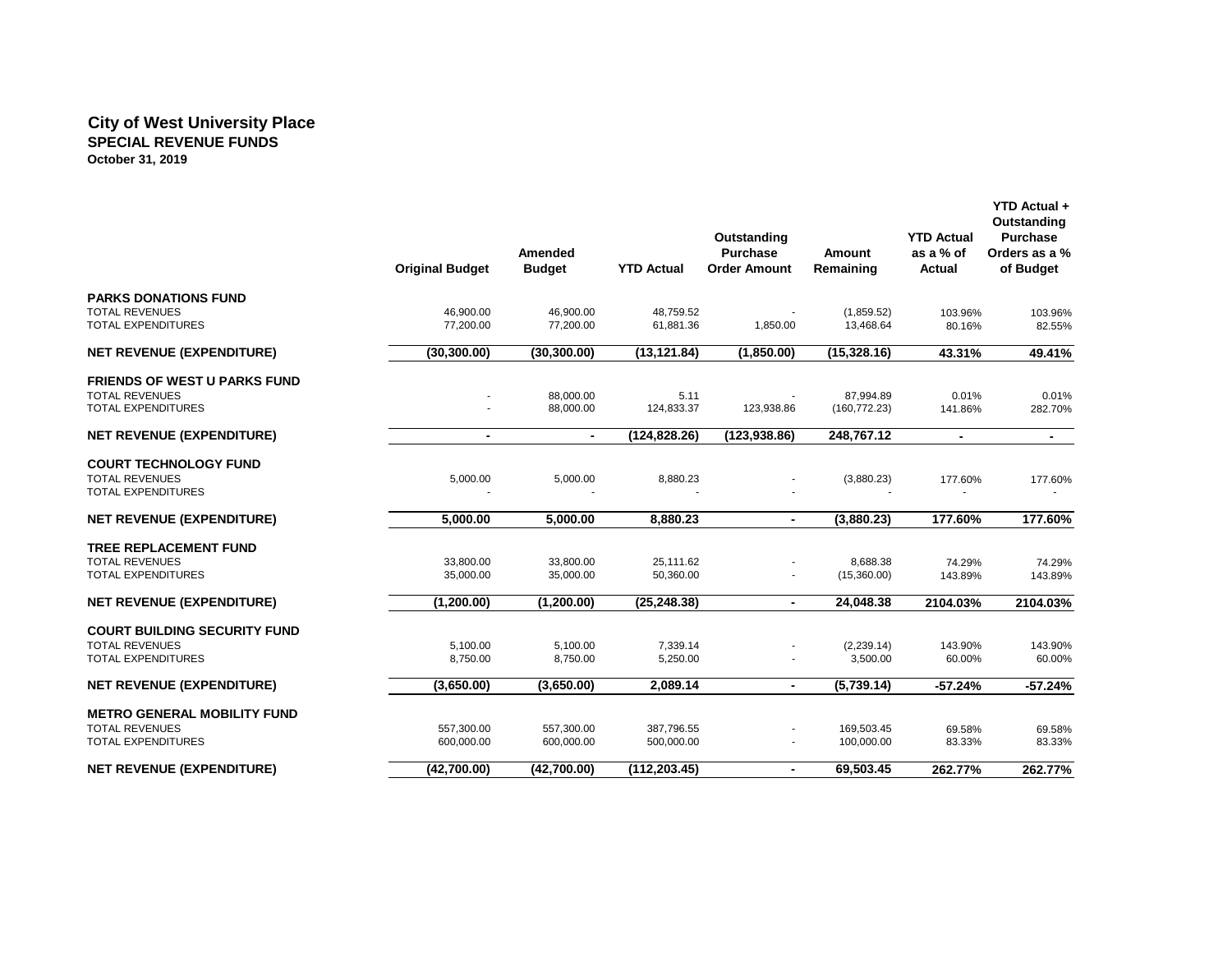# City of West University Place
## SPECIAL REVENUE FUNDS
**October 31, 2019**

| | Original Budget | Amended Budget | YTD Actual | Outstanding Purchase Order Amount | Amount Remaining | YTD Actual as a % of Actual | YTD Actual + Outstanding Purchase Orders as a % of Budget |
|---|---|---|---|---|---|---|---|
| **PARKS DONATIONS FUND** | | | | | | | |
| TOTAL REVENUES | 46,900.00 | 46,900.00 | 48,759.52 | - | (1,859.52) | 103.96% | 103.96% |
| TOTAL EXPENDITURES | 77,200.00 | 77,200.00 | 61,881.36 | 1,850.00 | 13,468.64 | 80.16% | 82.55% |
| **NET REVENUE (EXPENDITURE)** | **(30,300.00)** | **(30,300.00)** | **(13,121.84)** | **(1,850.00)** | **(15,328.16)** | **43.31%** | **49.41%** |
| **FRIENDS OF WEST U PARKS FUND** | | | | | | | |
| TOTAL REVENUES | - | 88,000.00 | 5.11 | - | 87,994.89 | 0.01% | 0.01% |
| TOTAL EXPENDITURES | - | 88,000.00 | 124,833.37 | 123,938.86 | (160,772.23) | 141.86% | 282.70% |
| **NET REVENUE (EXPENDITURE)** | **-** | **-** | **(124,828.26)** | **(123,938.86)** | **248,767.12** | **-** | **-** |
| **COURT TECHNOLOGY FUND** | | | | | | | |
| TOTAL REVENUES | 5,000.00 | 5,000.00 | 8,880.23 | - | (3,880.23) | 177.60% | 177.60% |
| TOTAL EXPENDITURES | - | - | - | - | - | - | - |
| **NET REVENUE (EXPENDITURE)** | **5,000.00** | **5,000.00** | **8,880.23** | **-** | **(3,880.23)** | **177.60%** | **177.60%** |
| **TREE REPLACEMENT FUND** | | | | | | | |
| TOTAL REVENUES | 33,800.00 | 33,800.00 | 25,111.62 | - | 8,688.38 | 74.29% | 74.29% |
| TOTAL EXPENDITURES | 35,000.00 | 35,000.00 | 50,360.00 | - | (15,360.00) | 143.89% | 143.89% |
| **NET REVENUE (EXPENDITURE)** | **(1,200.00)** | **(1,200.00)** | **(25,248.38)** | **-** | **24,048.38** | **2104.03%** | **2104.03%** |
| **COURT BUILDING SECURITY FUND** | | | | | | | |
| TOTAL REVENUES | 5,100.00 | 5,100.00 | 7,339.14 | - | (2,239.14) | 143.90% | 143.90% |
| TOTAL EXPENDITURES | 8,750.00 | 8,750.00 | 5,250.00 | - | 3,500.00 | 60.00% | 60.00% |
| **NET REVENUE (EXPENDITURE)** | **(3,650.00)** | **(3,650.00)** | **2,089.14** | **-** | **(5,739.14)** | **-57.24%** | **-57.24%** |
| **METRO GENERAL MOBILITY FUND** | | | | | | | |
| TOTAL REVENUES | 557,300.00 | 557,300.00 | 387,796.55 | - | 169,503.45 | 69.58% | 69.58% |
| TOTAL EXPENDITURES | 600,000.00 | 600,000.00 | 500,000.00 | - | 100,000.00 | 83.33% | 83.33% |
| **NET REVENUE (EXPENDITURE)** | **(42,700.00)** | **(42,700.00)** | **(112,203.45)** | **-** | **69,503.45** | **262.77%** | **262.77%** |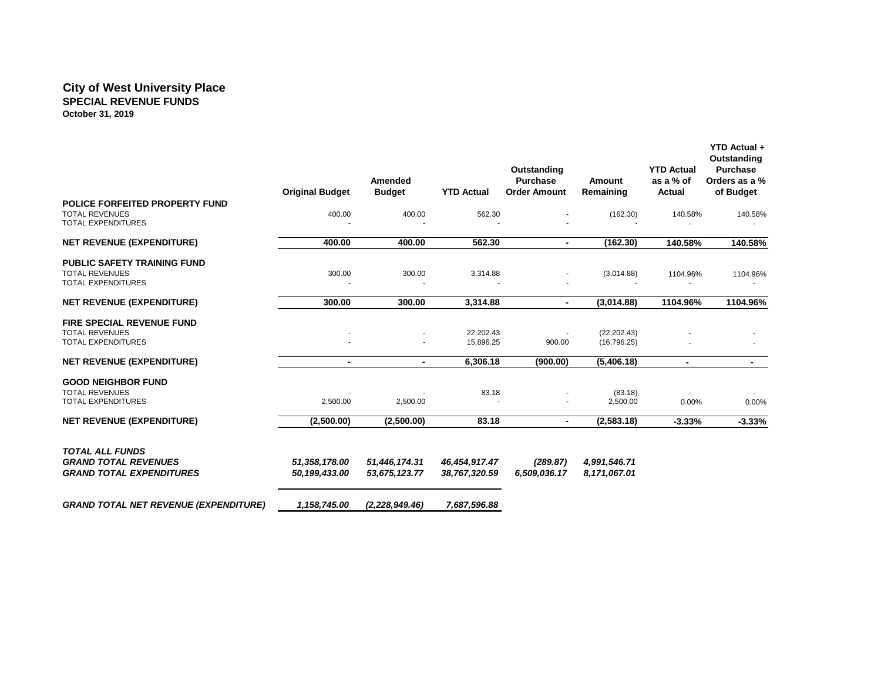# City of West University Place
## SPECIAL REVENUE FUNDS
**October 31, 2019**

| | Original Budget | Amended Budget | YTD Actual | Outstanding Purchase Order Amount | Amount Remaining | YTD Actual as a % of Actual | YTD Actual + Outstanding Purchase Orders as a % of Budget |
|---|---|---|---|---|---|---|---|
| **POLICE FORFEITED PROPERTY FUND** | | | | | | | |
| TOTAL REVENUES | 400.00 | 400.00 | 562.30 | - | (162.30) | 140.58% | 140.58% |
| TOTAL EXPENDITURES | - | - | - | - | - | - | - |
| **NET REVENUE (EXPENDITURE)** | **400.00** | **400.00** | **562.30** | **-** | **(162.30)** | **140.58%** | **140.58%** |
| **PUBLIC SAFETY TRAINING FUND** | | | | | | | |
| TOTAL REVENUES | 300.00 | 300.00 | 3,314.88 | - | (3,014.88) | 1104.96% | 1104.96% |
| TOTAL EXPENDITURES | - | - | - | - | - | - | - |
| **NET REVENUE (EXPENDITURE)** | **300.00** | **300.00** | **3,314.88** | **-** | **(3,014.88)** | **1104.96%** | **1104.96%** |
| **FIRE SPECIAL REVENUE FUND** | | | | | | | |
| TOTAL REVENUES | - | - | 22,202.43 | - | (22,202.43) | - | - |
| TOTAL EXPENDITURES | - | - | 15,896.25 | 900.00 | (16,796.25) | - | - |
| **NET REVENUE (EXPENDITURE)** | **-** | **-** | **6,306.18** | **(900.00)** | **(5,406.18)** | **-** | **-** |
| **GOOD NEIGHBOR FUND** | | | | | | | |
| TOTAL REVENUES | - | - | 83.18 | - | (83.18) | - | - |
| TOTAL EXPENDITURES | 2,500.00 | 2,500.00 | - | - | 2,500.00 | 0.00% | 0.00% |
| **NET REVENUE (EXPENDITURE)** | **(2,500.00)** | **(2,500.00)** | **83.18** | **-** | **(2,583.18)** | **-3.33%** | **-3.33%** |
| ***TOTAL ALL FUNDS*** | | | | | | | |
| ***GRAND TOTAL REVENUES*** | ***51,358,178.00*** | ***51,446,174.31*** | ***46,454,917.47*** | ***(289.87)*** | ***4,991,546.71*** | | |
| ***GRAND TOTAL EXPENDITURES*** | ***50,199,433.00*** | ***53,675,123.77*** | ***38,767,320.59*** | ***6,509,036.17*** | ***8,171,067.01*** | | |
| ***GRAND TOTAL NET REVENUE (EXPENDITURE)*** | ***1,158,745.00*** | ***(2,228,949.46)*** | ***7,687,596.88*** | | | | |